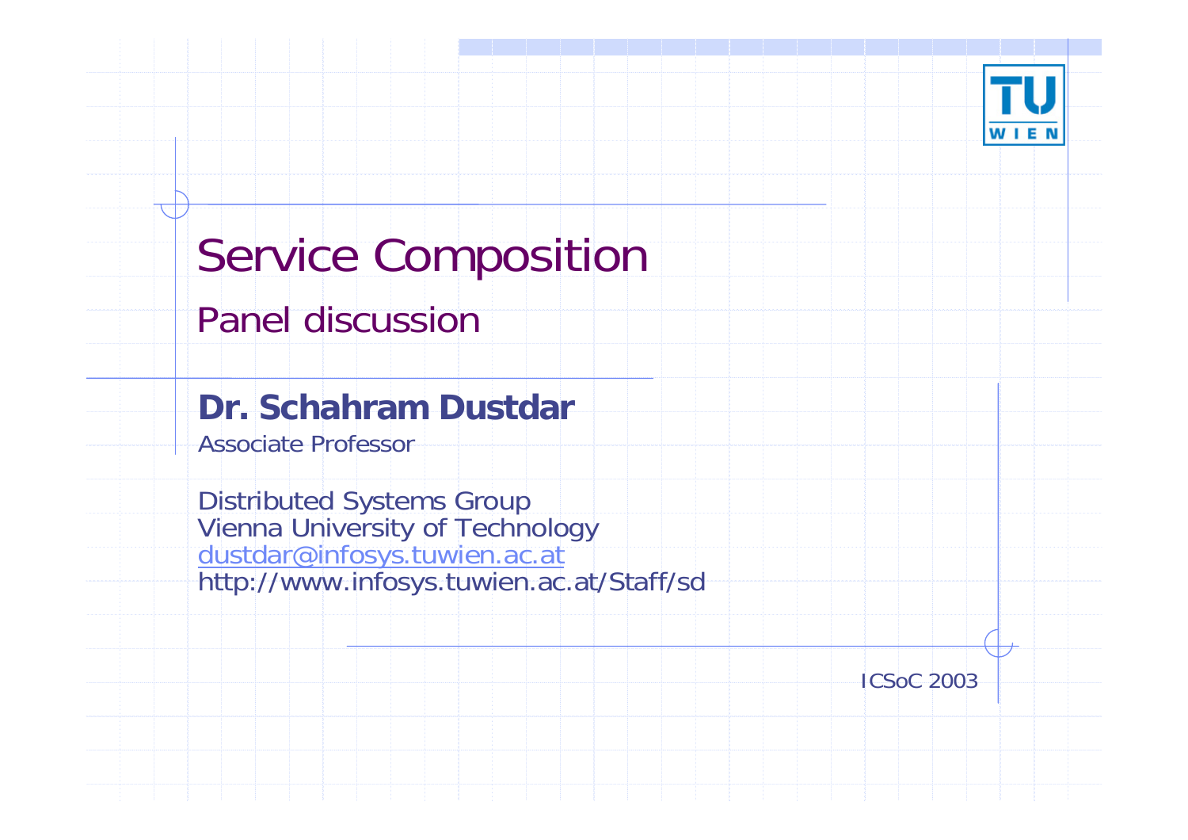# Service Composition

## Panel discussion

**Dr. Schahram Dustdar**

Associate Professor

Distributed Systems Group
Vienna University of Technology
dustdar@infosys.tuwien.ac.at
http://www.infosys.tuwien.ac.at/Staff/sd

ICSoC 2003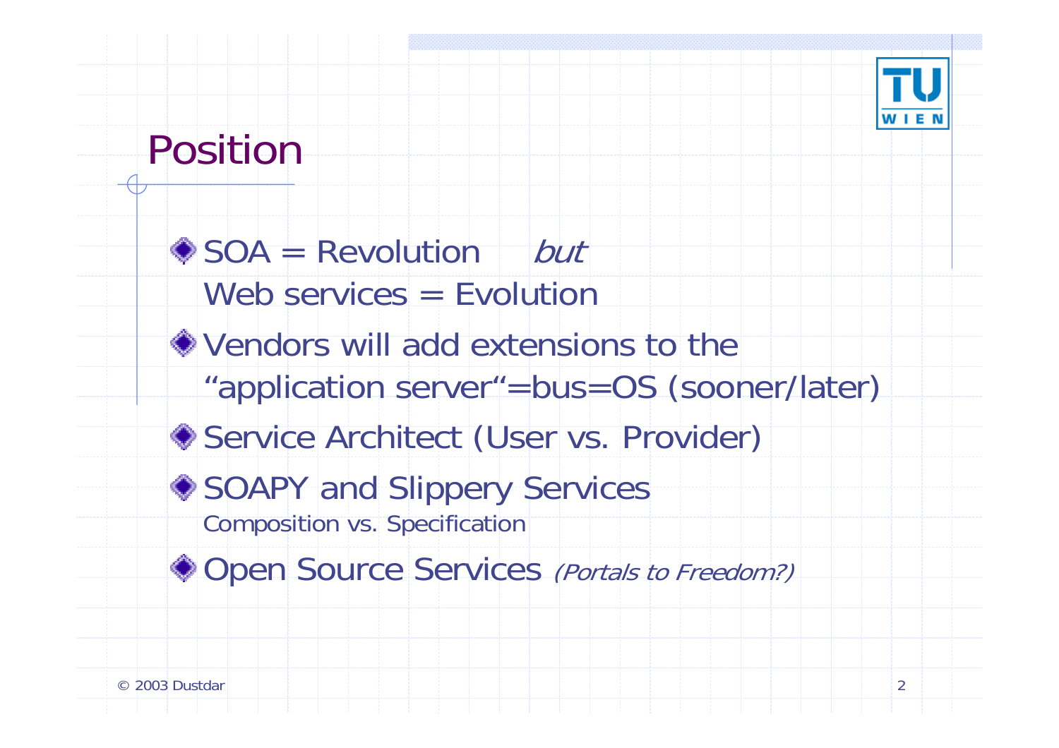# Position

- SOA = Revolution *but*
  Web services = Evolution
- Vendors will add extensions to the "application server"=bus=OS (sooner/later)
- Service Architect (User vs. Provider)
- SOAPY and Slippery Services
  Composition vs. Specification
- Open Source Services *(Portals to Freedom?)*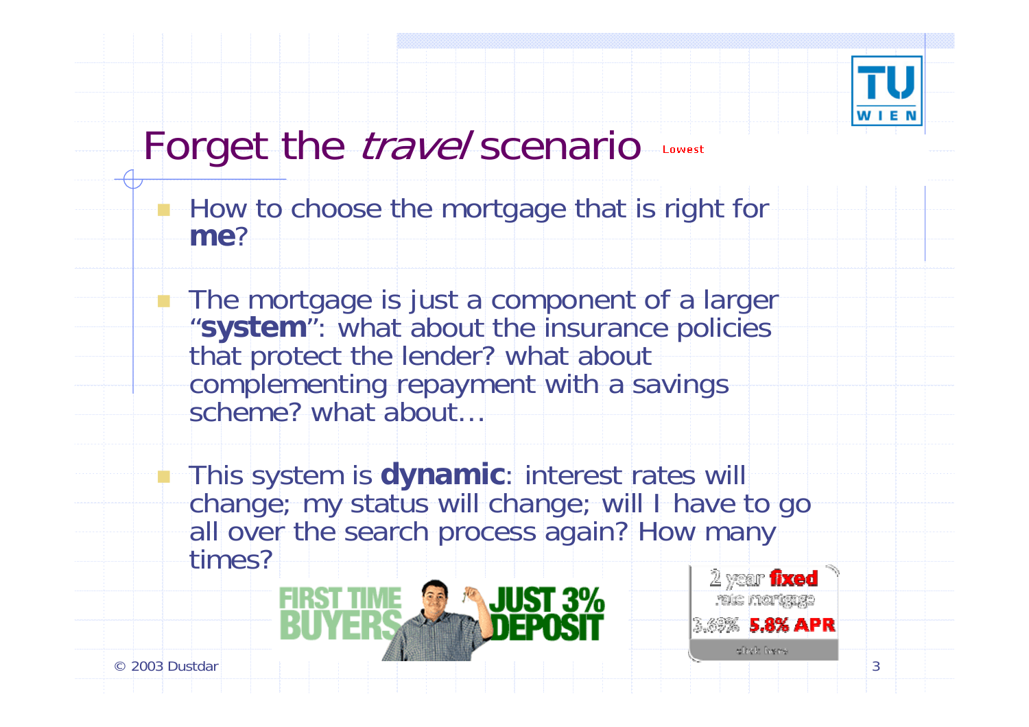# Forget the *travel* scenario

- How to choose the mortgage that is right for **me**?
- The mortgage is just a component of a larger "**system**": what about the insurance policies that protect the lender? what about complementing repayment with a savings scheme? what about…
- This system is **dynamic**: interest rates will change; my status will change; will I have to go all over the search process again? How many times?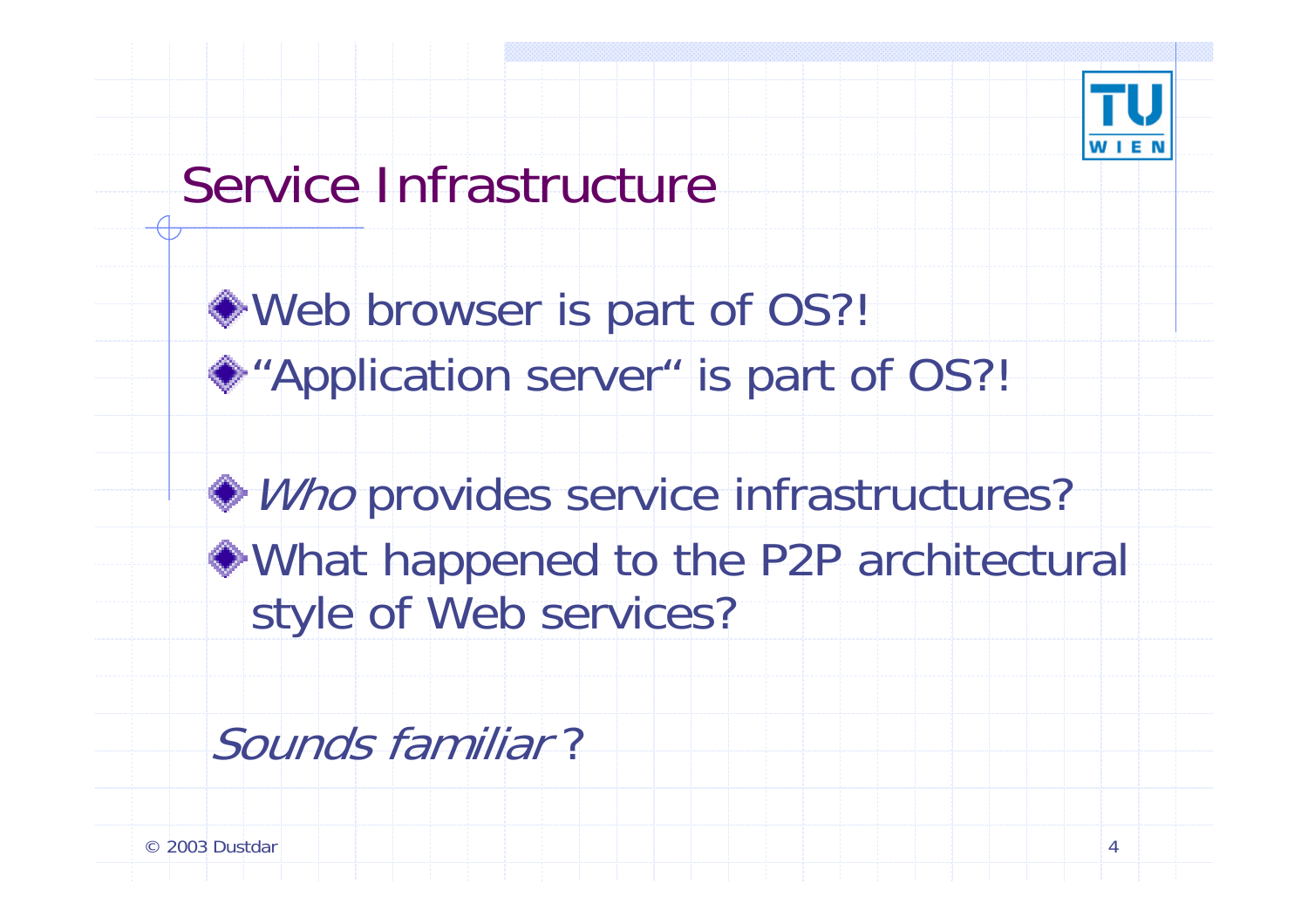# Service Infrastructure

- Web browser is part of OS?!
- "Application server" is part of OS?!

- *Who* provides service infrastructures?
- What happened to the P2P architectural style of Web services?

*Sounds familiar* ?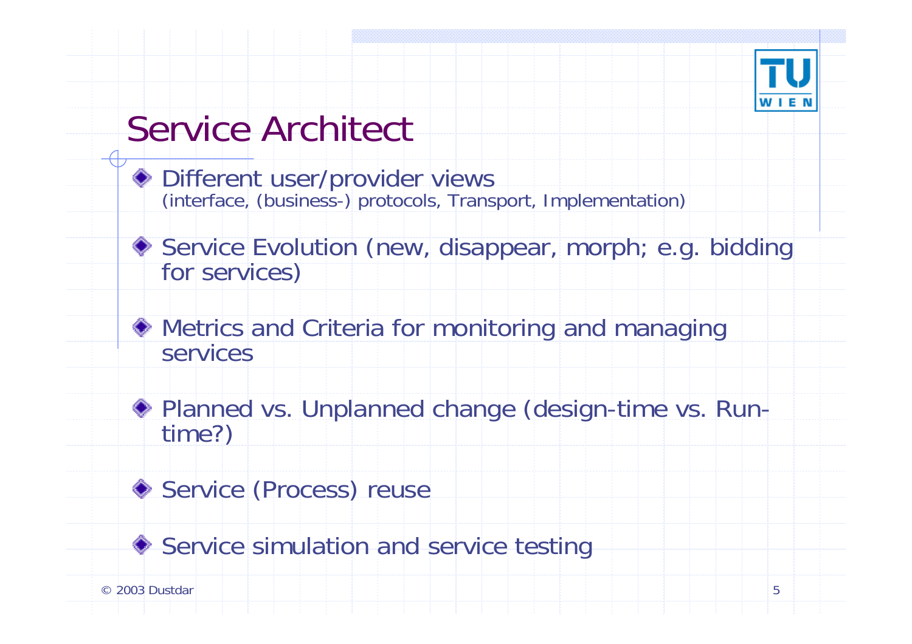# Service Architect

- Different user/provider views
  (interface, (business-) protocols, Transport, Implementation)
- Service Evolution (new, disappear, morph; e.g. bidding for services)
- Metrics and Criteria for monitoring and managing services
- Planned vs. Unplanned change (design-time vs. Run-time?)
- Service (Process) reuse
- Service simulation and service testing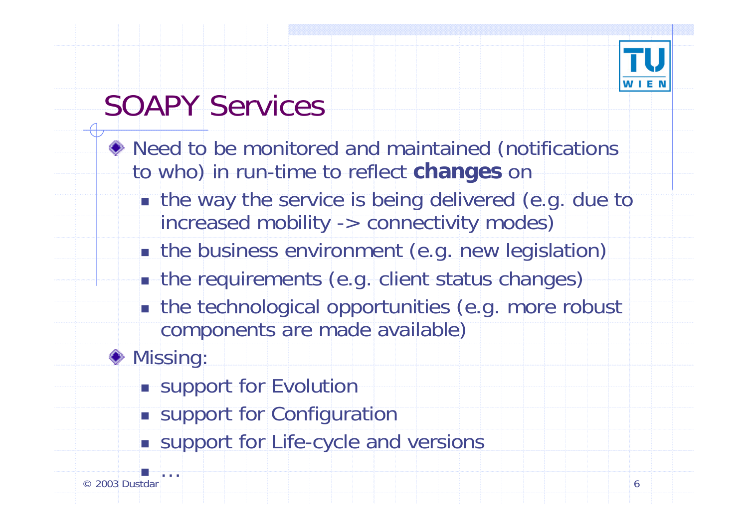# SOAPY Services

- Need to be monitored and maintained (notifications to who) in run-time to reflect **changes** on
  - the way the service is being delivered (e.g. due to increased mobility -> connectivity modes)
  - the business environment (e.g. new legislation)
  - the requirements (e.g. client status changes)
  - the technological opportunities (e.g. more robust components are made available)
- Missing:
  - support for Evolution
  - support for Configuration
  - support for Life-cycle and versions
  - …

© 2003 Dustdar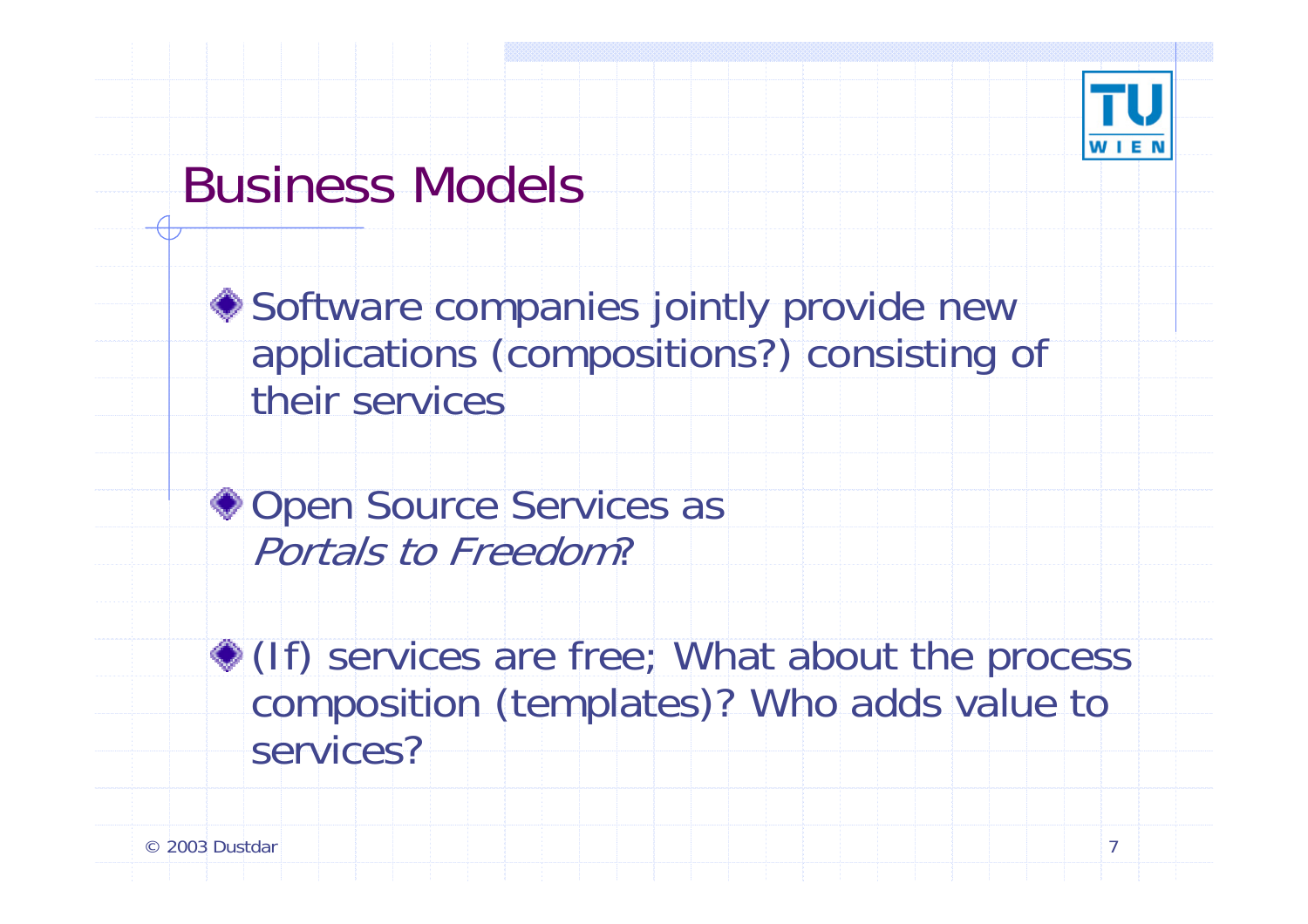# Business Models

- Software companies jointly provide new applications (compositions?) consisting of their services
- Open Source Services as *Portals to Freedom*?
- (If) services are free; What about the process composition (templates)? Who adds value to services?

© 2003 Dustdar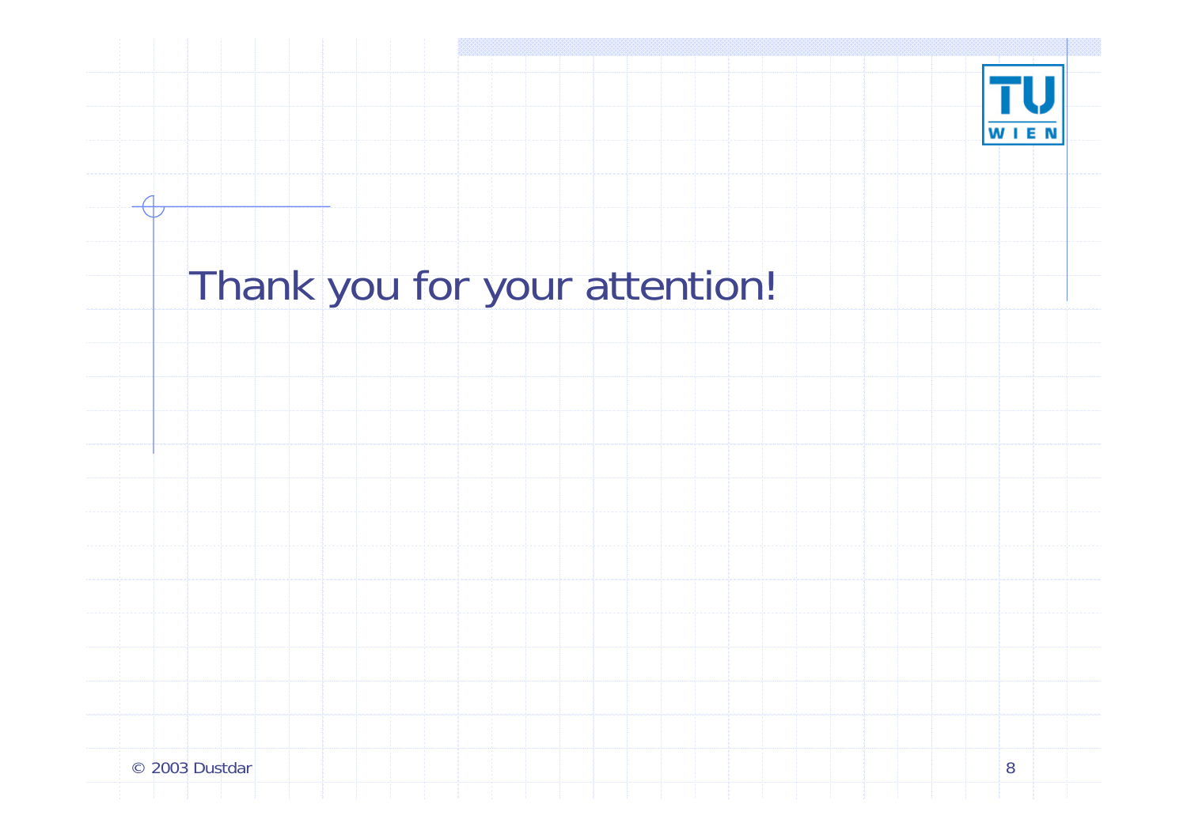# Thank you for your attention!